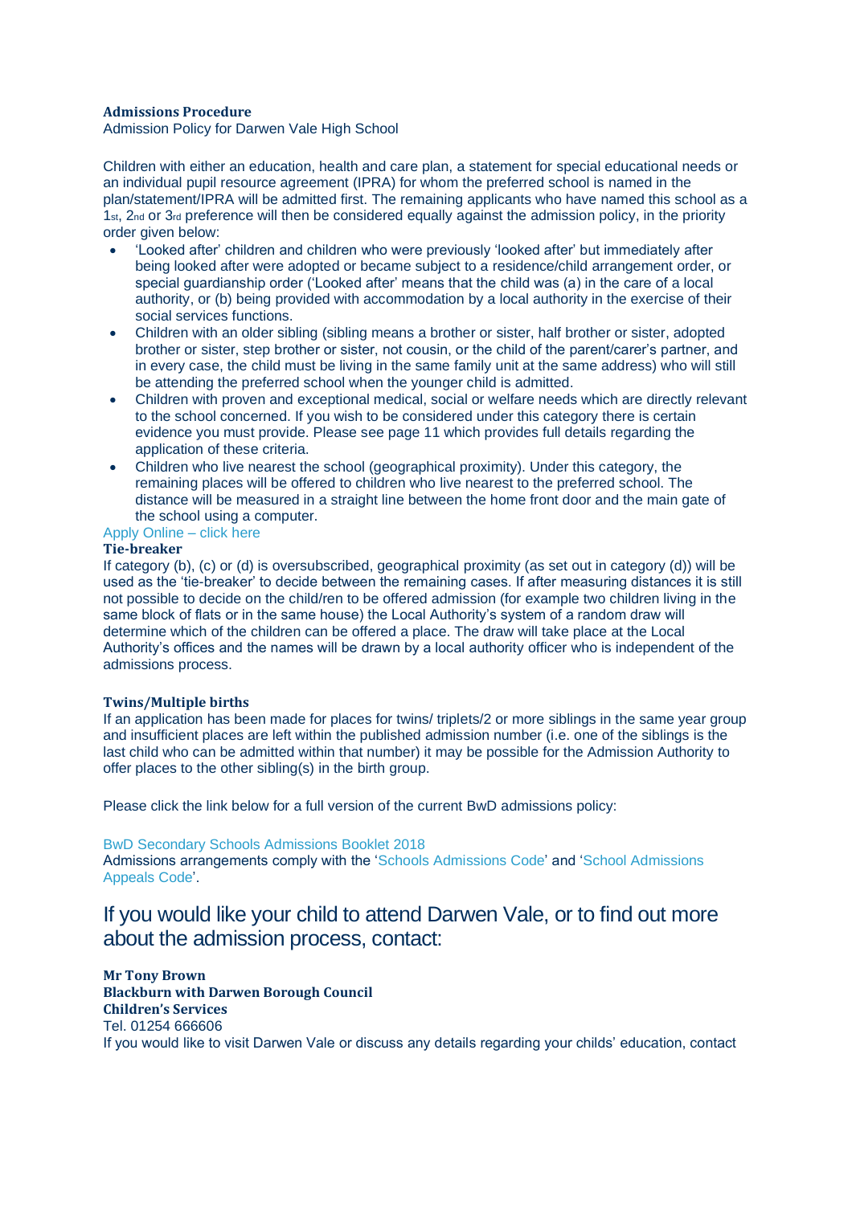**Admissions Procedure**

Admission Policy for Darwen Vale High School

Children with either an education, health and care plan, a statement for special educational needs or an individual pupil resource agreement (IPRA) for whom the preferred school is named in the plan/statement/IPRA will be admitted first. The remaining applicants who have named this school as a 1st, 2nd or 3rd preference will then be considered equally against the admission policy, in the priority order given below:

- 'Looked after' children and children who were previously 'looked after' but immediately after being looked after were adopted or became subject to a residence/child arrangement order, or special guardianship order ('Looked after' means that the child was (a) in the care of a local authority, or (b) being provided with accommodation by a local authority in the exercise of their social services functions.
- Children with an older sibling (sibling means a brother or sister, half brother or sister, adopted brother or sister, step brother or sister, not cousin, or the child of the parent/carer's partner, and in every case, the child must be living in the same family unit at the same address) who will still be attending the preferred school when the younger child is admitted.
- Children with proven and exceptional medical, social or welfare needs which are directly relevant to the school concerned. If you wish to be considered under this category there is certain evidence you must provide. Please see page 11 which provides full details regarding the application of these criteria.
- Children who live nearest the school (geographical proximity). Under this category, the remaining places will be offered to children who live nearest to the preferred school. The distance will be measured in a straight line between the home front door and the main gate of the school using a computer.

Apply Online – click here

**Tie-breaker**

If category (b), (c) or (d) is oversubscribed, geographical proximity (as set out in category (d)) will be used as the 'tie-breaker' to decide between the remaining cases. If after measuring distances it is still not possible to decide on the child/ren to be offered admission (for example two children living in the same block of flats or in the same house) the Local Authority's system of a random draw will determine which of the children can be offered a place. The draw will take place at the Local Authority's offices and the names will be drawn by a local authority officer who is independent of the admissions process.

**Twins/Multiple births**

If an application has been made for places for twins/ triplets/2 or more siblings in the same year group and insufficient places are left within the published admission number (i.e. one of the siblings is the last child who can be admitted within that number) it may be possible for the Admission Authority to offer places to the other sibling(s) in the birth group.

Please click the link below for a full version of the current BwD admissions policy:

BwD Secondary Schools Admissions Booklet 2018

Admissions arrangements comply with the 'Schools Admissions Code' and 'School Admissions Appeals Code'.

## If you would like your child to attend Darwen Vale, or to find out more about the admission process, contact:

**Mr Tony Brown**
**Blackburn with Darwen Borough Council**
**Children's Services**
Tel. 01254 666606

If you would like to visit Darwen Vale or discuss any details regarding your childs' education, contact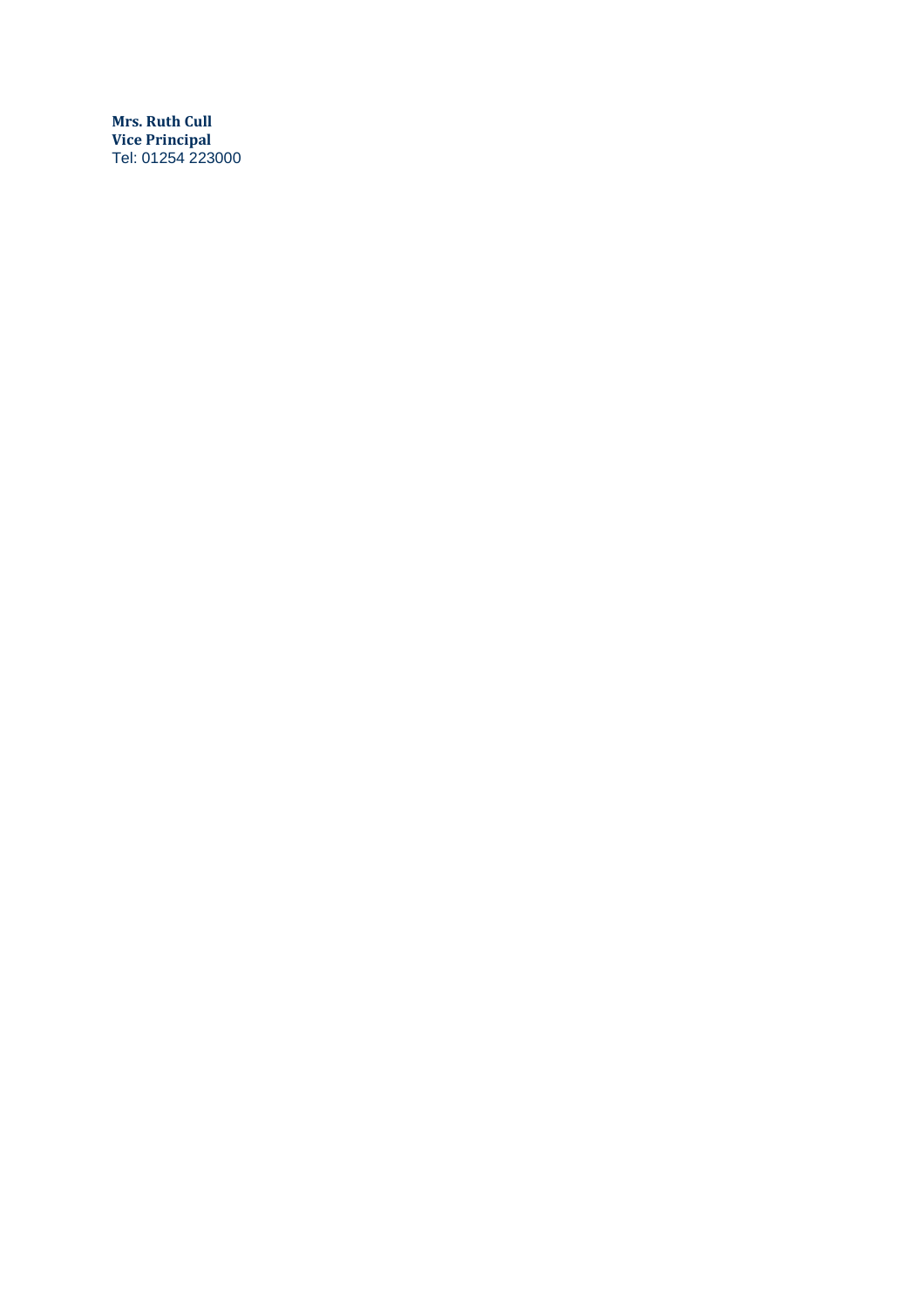**Mrs. Ruth Cull**
**Vice Principal**
Tel: 01254 223000